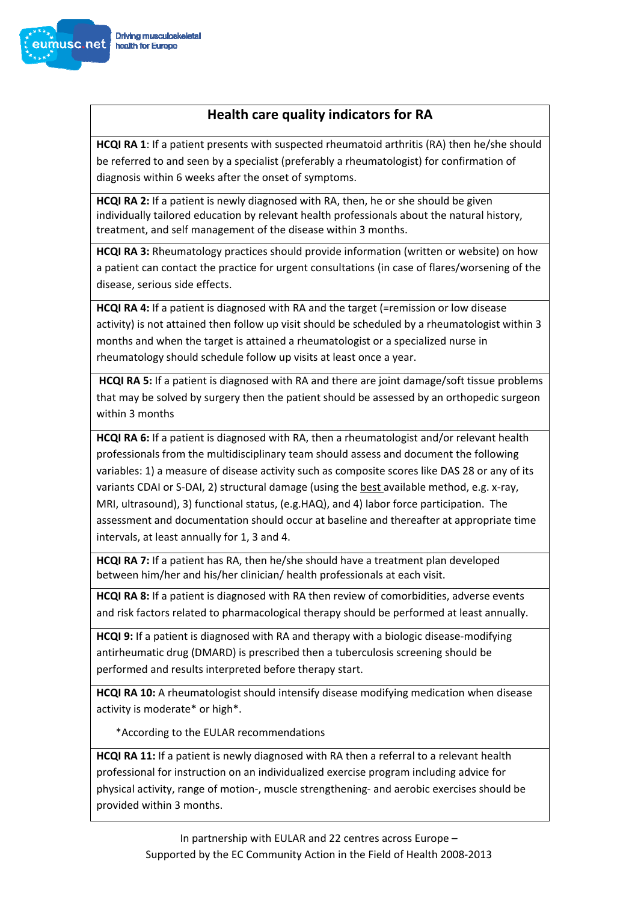# Health care quality indicators for RA

**HCQI RA 1**: If a patient presents with suspected rheumatoid arthritis (RA) then he/she should be referred to and seen by a specialist (preferably a rheumatologist) for confirmation of diagnosis within 6 weeks after the onset of symptoms.

**HCQI RA 2:** If a patient is newly diagnosed with RA, then, he or she should be given individually tailored education by relevant health professionals about the natural history, treatment, and self management of the disease within 3 months.

**HCQI RA 3:** Rheumatology practices should provide information (written or website) on how a patient can contact the practice for urgent consultations (in case of flares/worsening of the disease, serious side effects.

**HCQI RA 4:** If a patient is diagnosed with RA and the target (=remission or low disease activity) is not attained then follow up visit should be scheduled by a rheumatologist within 3 months and when the target is attained a rheumatologist or a specialized nurse in rheumatology should schedule follow up visits at least once a year.

**HCQI RA 5:** If a patient is diagnosed with RA and there are joint damage/soft tissue problems that may be solved by surgery then the patient should be assessed by an orthopedic surgeon within 3 months

**HCQI RA 6:** If a patient is diagnosed with RA, then a rheumatologist and/or relevant health professionals from the multidisciplinary team should assess and document the following variables: 1) a measure of disease activity such as composite scores like DAS 28 or any of its variants CDAI or S-DAI, 2) structural damage (using the best available method, e.g. x-ray, MRI, ultrasound), 3) functional status, (e.g.HAQ), and 4) labor force participation. The assessment and documentation should occur at baseline and thereafter at appropriate time intervals, at least annually for 1, 3 and 4.

**HCQI RA 7:** If a patient has RA, then he/she should have a treatment plan developed between him/her and his/her clinician/ health professionals at each visit.

**HCQI RA 8:** If a patient is diagnosed with RA then review of comorbidities, adverse events and risk factors related to pharmacological therapy should be performed at least annually.

**HCQI 9:** If a patient is diagnosed with RA and therapy with a biologic disease-modifying antirheumatic drug (DMARD) is prescribed then a tuberculosis screening should be performed and results interpreted before therapy start.

**HCQI RA 10:** A rheumatologist should intensify disease modifying medication when disease activity is moderate* or high*.

*According to the EULAR recommendations

**HCQI RA 11:** If a patient is newly diagnosed with RA then a referral to a relevant health professional for instruction on an individualized exercise program including advice for physical activity, range of motion-, muscle strengthening- and aerobic exercises should be provided within 3 months.

In partnership with EULAR and 22 centres across Europe –
Supported by the EC Community Action in the Field of Health 2008-2013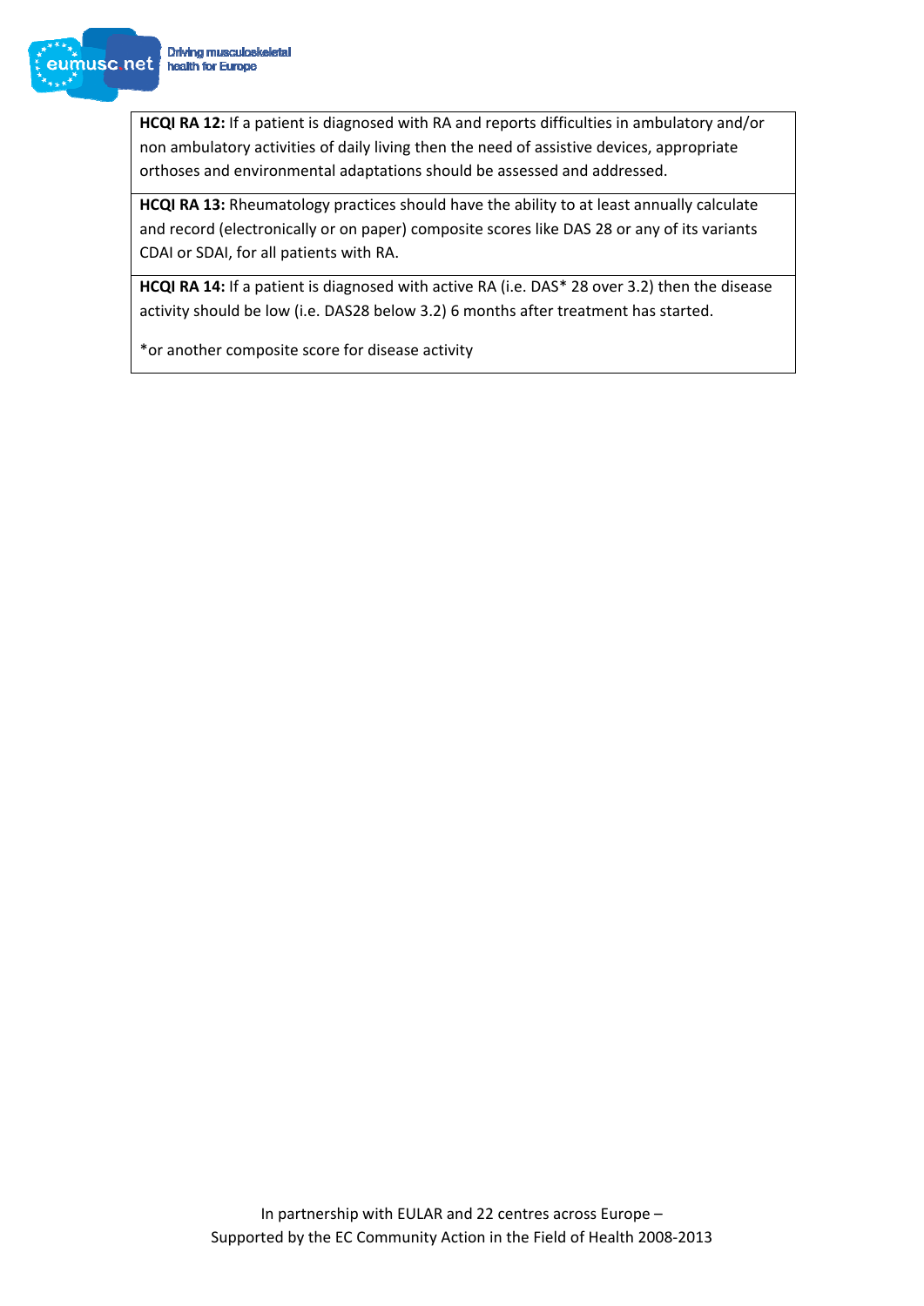**HCQI RA 12:** If a patient is diagnosed with RA and reports difficulties in ambulatory and/or non ambulatory activities of daily living then the need of assistive devices, appropriate orthoses and environmental adaptations should be assessed and addressed.

**HCQI RA 13:** Rheumatology practices should have the ability to at least annually calculate and record (electronically or on paper) composite scores like DAS 28 or any of its variants CDAI or SDAI, for all patients with RA.

**HCQI RA 14:** If a patient is diagnosed with active RA (i.e. DAS* 28 over 3.2) then the disease activity should be low (i.e. DAS28 below 3.2) 6 months after treatment has started.

*or another composite score for disease activity